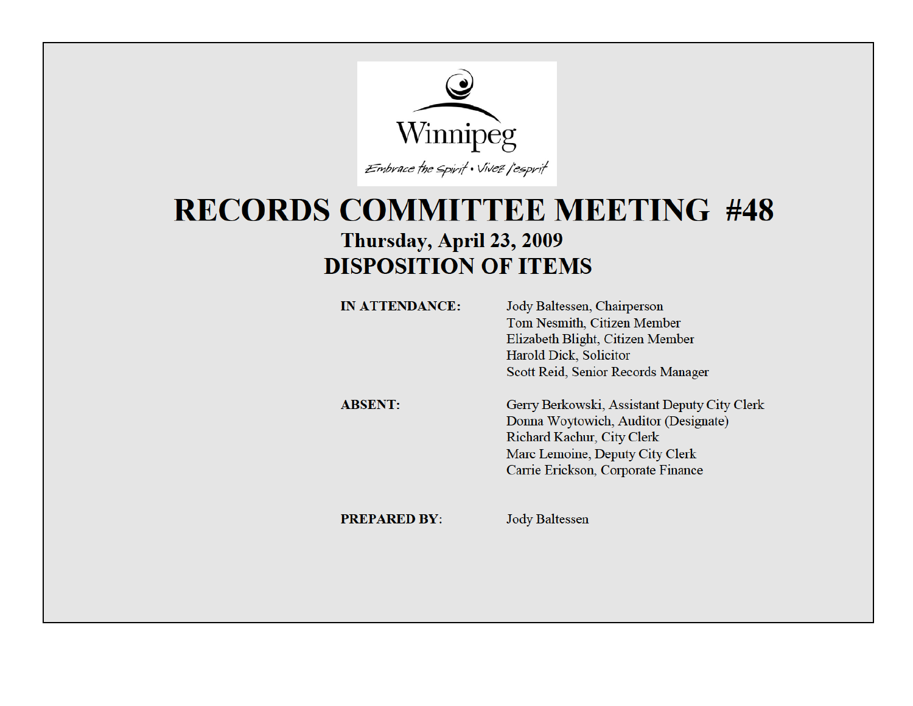Winnipeg

*Embrace the Spirit • Vivez l'esprit*

# RECORDS COMMITTEE MEETING #48

## Thursday, April 23, 2009

## DISPOSITION OF ITEMS

**IN ATTENDANCE:**

Jody Baltessen, Chairperson
Tom Nesmith, Citizen Member
Elizabeth Blight, Citizen Member
Harold Dick, Solicitor
Scott Reid, Senior Records Manager

**ABSENT:**

Gerry Berkowski, Assistant Deputy City Clerk
Donna Woytowich, Auditor (Designate)
Richard Kachur, City Clerk
Marc Lemoine, Deputy City Clerk
Carrie Erickson, Corporate Finance

**PREPARED BY:**

Jody Baltessen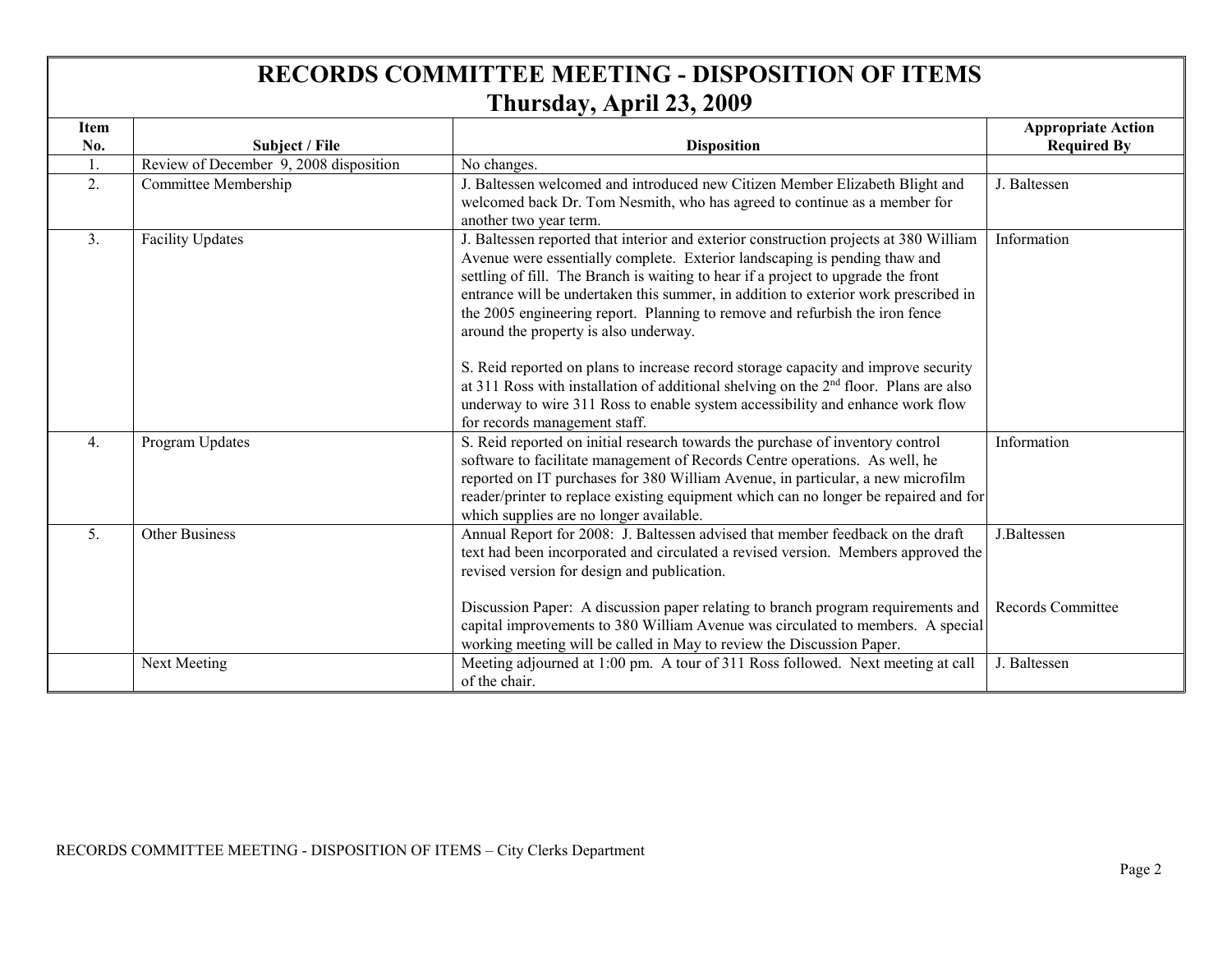# RECORDS COMMITTEE MEETING - DISPOSITION OF ITEMS
## Thursday, April 23, 2009

| Item No. | Subject / File | Disposition | Appropriate Action Required By |
|---|---|---|---|
| 1. | Review of December 9, 2008 disposition | No changes. | |
| 2. | Committee Membership | J. Baltessen welcomed and introduced new Citizen Member Elizabeth Blight and welcomed back Dr. Tom Nesmith, who has agreed to continue as a member for another two year term. | J. Baltessen |
| 3. | Facility Updates | J. Baltessen reported that interior and exterior construction projects at 380 William Avenue were essentially complete. Exterior landscaping is pending thaw and settling of fill. The Branch is waiting to hear if a project to upgrade the front entrance will be undertaken this summer, in addition to exterior work prescribed in the 2005 engineering report. Planning to remove and refurbish the iron fence around the property is also underway.<br><br>S. Reid reported on plans to increase record storage capacity and improve security at 311 Ross with installation of additional shelving on the 2nd floor. Plans are also underway to wire 311 Ross to enable system accessibility and enhance work flow for records management staff. | Information |
| 4. | Program Updates | S. Reid reported on initial research towards the purchase of inventory control software to facilitate management of Records Centre operations. As well, he reported on IT purchases for 380 William Avenue, in particular, a new microfilm reader/printer to replace existing equipment which can no longer be repaired and for which supplies are no longer available. | Information |
| 5. | Other Business | Annual Report for 2008: J. Baltessen advised that member feedback on the draft text had been incorporated and circulated a revised version. Members approved the revised version for design and publication. | J.Baltessen |
| | | Discussion Paper: A discussion paper relating to branch program requirements and capital improvements to 380 William Avenue was circulated to members. A special working meeting will be called in May to review the Discussion Paper. | Records Committee |
| | Next Meeting | Meeting adjourned at 1:00 pm. A tour of 311 Ross followed. Next meeting at call of the chair. | J. Baltessen |